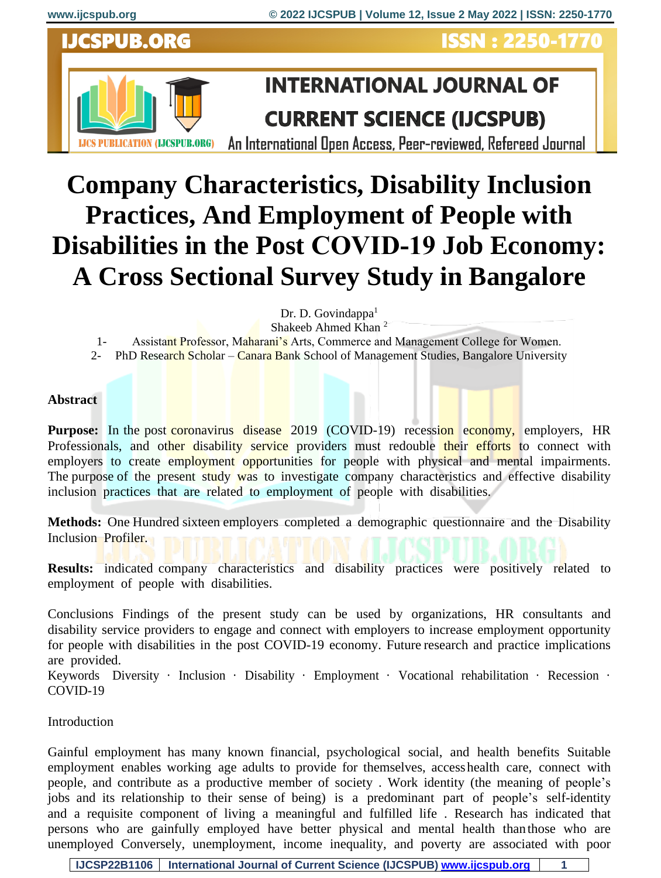# Company Characteristics, Disability Inclusion Practices, And Employment of People with Disabilities in the Post COVID-19 Job Economy: A Cross Sectional Survey Study in Bangalore

Dr. D. Govindappa[1]

Shakeeb Ahmed Khan [2]

1- Assistant Professor, Maharani's Arts, Commerce and Management College for Women.

2- PhD Research Scholar – Canara Bank School of Management Studies, Bangalore University

## Abstract

**Purpose:** In the post coronavirus disease 2019 (COVID-19) recession economy, employers, HR Professionals, and other disability service providers must redouble their efforts to connect with employers to create employment opportunities for people with physical and mental impairments. The purpose of the present study was to investigate company characteristics and effective disability inclusion practices that are related to employment of people with disabilities.

**Methods:** One Hundred sixteen employers completed a demographic questionnaire and the Disability Inclusion Profiler.

**Results:** indicated company characteristics and disability practices were positively related to employment of people with disabilities.

Conclusions Findings of the present study can be used by organizations, HR consultants and disability service providers to engage and connect with employers to increase employment opportunity for people with disabilities in the post COVID-19 economy. Future research and practice implications are provided.

Keywords Diversity · Inclusion · Disability · Employment · Vocational rehabilitation · Recession · COVID-19

Introduction

Gainful employment has many known financial, psychological social, and health benefits Suitable employment enables working age adults to provide for themselves, access health care, connect with people, and contribute as a productive member of society . Work identity (the meaning of people's jobs and its relationship to their sense of being) is a predominant part of people's self-identity and a requisite component of living a meaningful and fulfilled life . Research has indicated that persons who are gainfully employed have better physical and mental health than those who are unemployed Conversely, unemployment, income inequality, and poverty are associated with poor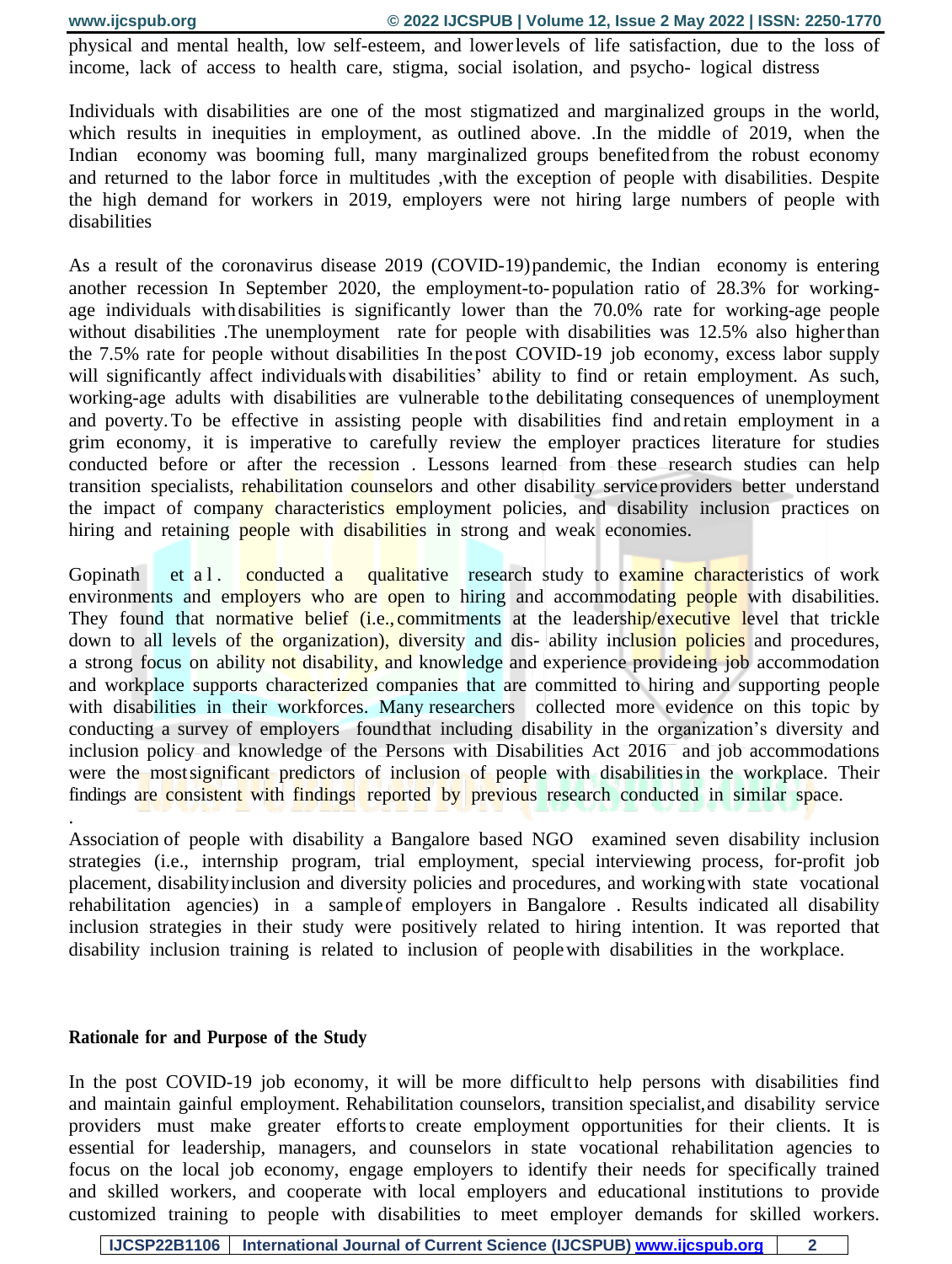physical and mental health, low self-esteem, and lowerlevels of life satisfaction, due to the loss of income, lack of access to health care, stigma, social isolation, and psycho- logical distress

Individuals with disabilities are one of the most stigmatized and marginalized groups in the world, which results in inequities in employment, as outlined above. .In the middle of 2019, when the Indian economy was booming full, many marginalized groups benefitedfrom the robust economy and returned to the labor force in multitudes ,with the exception of people with disabilities. Despite the high demand for workers in 2019, employers were not hiring large numbers of people with disabilities

As a result of the coronavirus disease 2019 (COVID-19)pandemic, the Indian economy is entering another recession In September 2020, the employment-to-population ratio of 28.3% for working-age individuals withdisabilities is significantly lower than the 70.0% rate for working-age people without disabilities .The unemployment rate for people with disabilities was 12.5% also higherthan the 7.5% rate for people without disabilities In thepost COVID-19 job economy, excess labor supply will significantly affect individualswith disabilities' ability to find or retain employment. As such, working-age adults with disabilities are vulnerable tothe debilitating consequences of unemployment and poverty.To be effective in assisting people with disabilities find andretain employment in a grim economy, it is imperative to carefully review the employer practices literature for studies conducted before or after the recession . Lessons learned from these research studies can help transition specialists, rehabilitation counselors and other disability serviceproviders better understand the impact of company characteristics employment policies, and disability inclusion practices on hiring and retaining people with disabilities in strong and weak economies.

Gopinath et al. conducted a qualitative research study to examine characteristics of work environments and employers who are open to hiring and accommodating people with disabilities. They found that normative belief (i.e.,commitments at the leadership/executive level that trickle down to all levels of the organization), diversity and dis- ability inclusion policies and procedures, a strong focus on ability not disability, and knowledge and experience provideing job accommodation and workplace supports characterized companies that are committed to hiring and supporting people with disabilities in their workforces. Many researchers collected more evidence on this topic by conducting a survey of employers foundthat including disability in the organization's diversity and inclusion policy and knowledge of the Persons with Disabilities Act 2016 and job accommodations were the mostsignificant predictors of inclusion of people with disabilitiesin the workplace. Their findings are consistent with findings reported by previous research conducted in similar space.

.

Association of people with disability a Bangalore based NGO examined seven disability inclusion strategies (i.e., internship program, trial employment, special interviewing process, for-profit job placement, disabilityinclusion and diversity policies and procedures, and workingwith state vocational rehabilitation agencies) in a sampleof employers in Bangalore . Results indicated all disability inclusion strategies in their study were positively related to hiring intention. It was reported that disability inclusion training is related to inclusion of peoplewith disabilities in the workplace.

**Rationale for and Purpose of the Study**

In the post COVID-19 job economy, it will be more difficultto help persons with disabilities find and maintain gainful employment. Rehabilitation counselors, transition specialist,and disability service providers must make greater effortsto create employment opportunities for their clients. It is essential for leadership, managers, and counselors in state vocational rehabilitation agencies to focus on the local job economy, engage employers to identify their needs for specifically trained and skilled workers, and cooperate with local employers and educational institutions to provide customized training to people with disabilities to meet employer demands for skilled workers.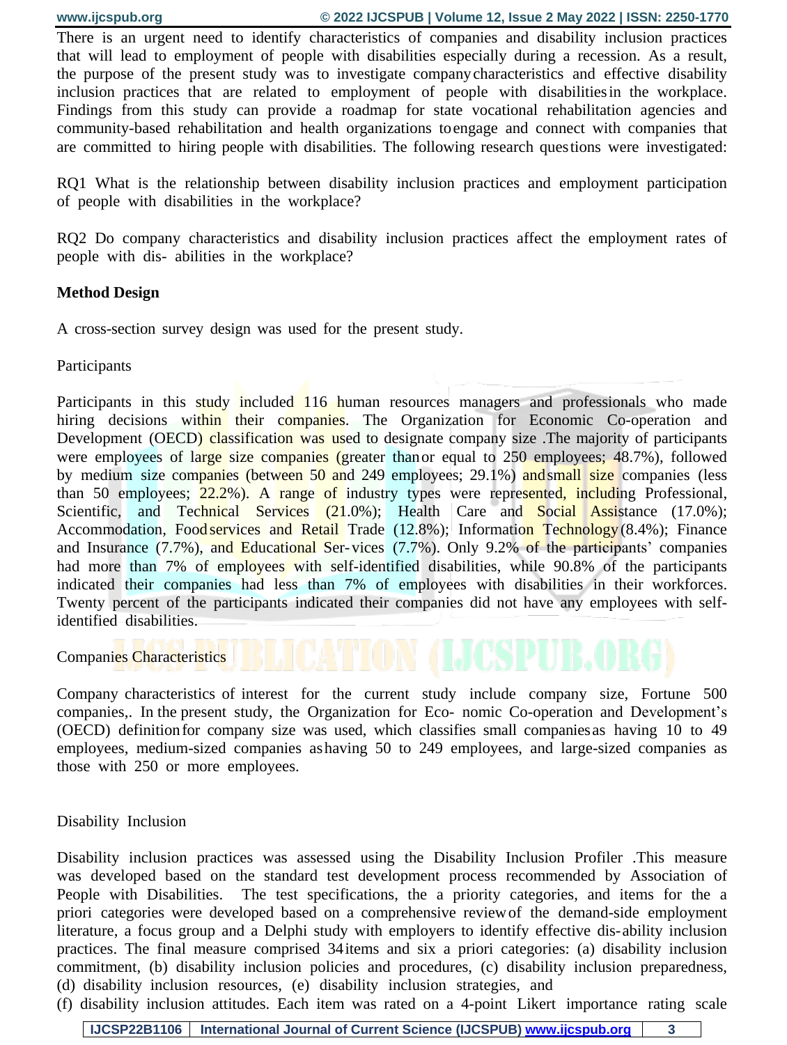There is an urgent need to identify characteristics of companies and disability inclusion practices that will lead to employment of people with disabilities especially during a recession. As a result, the purpose of the present study was to investigate company characteristics and effective disability inclusion practices that are related to employment of people with disabilities in the workplace. Findings from this study can provide a roadmap for state vocational rehabilitation agencies and community-based rehabilitation and health organizations to engage and connect with companies that are committed to hiring people with disabilities. The following research questions were investigated:

RQ1 What is the relationship between disability inclusion practices and employment participation of people with disabilities in the workplace?

RQ2 Do company characteristics and disability inclusion practices affect the employment rates of people with dis- abilities in the workplace?

**Method Design**

A cross-section survey design was used for the present study.

Participants

Participants in this study included 116 human resources managers and professionals who made hiring decisions within their companies. The Organization for Economic Co-operation and Development (OECD) classification was used to designate company size .The majority of participants were employees of large size companies (greater than or equal to 250 employees; 48.7%), followed by medium size companies (between 50 and 249 employees; 29.1%) and small size companies (less than 50 employees; 22.2%). A range of industry types were represented, including Professional, Scientific, and Technical Services (21.0%); Health Care and Social Assistance (17.0%); Accommodation, Food services and Retail Trade (12.8%); Information Technology (8.4%); Finance and Insurance (7.7%), and Educational Ser-vices (7.7%). Only 9.2% of the participants' companies had more than 7% of employees with self-identified disabilities, while 90.8% of the participants indicated their companies had less than 7% of employees with disabilities in their workforces. Twenty percent of the participants indicated their companies did not have any employees with self-identified disabilities.

Companies Characteristics

Company characteristics of interest for the current study include company size, Fortune 500 companies,. In the present study, the Organization for Eco- nomic Co-operation and Development's (OECD) definition for company size was used, which classifies small companies as having 10 to 49 employees, medium-sized companies as having 50 to 249 employees, and large-sized companies as those with 250 or more employees.

Disability Inclusion

Disability inclusion practices was assessed using the Disability Inclusion Profiler .This measure was developed based on the standard test development process recommended by Association of People with Disabilities. The test specifications, the a priority categories, and items for the a priori categories were developed based on a comprehensive review of the demand-side employment literature, a focus group and a Delphi study with employers to identify effective dis-ability inclusion practices. The final measure comprised 34 items and six a priori categories: (a) disability inclusion commitment, (b) disability inclusion policies and procedures, (c) disability inclusion preparedness, (d) disability inclusion resources, (e) disability inclusion strategies, and (f) disability inclusion attitudes. Each item was rated on a 4-point Likert importance rating scale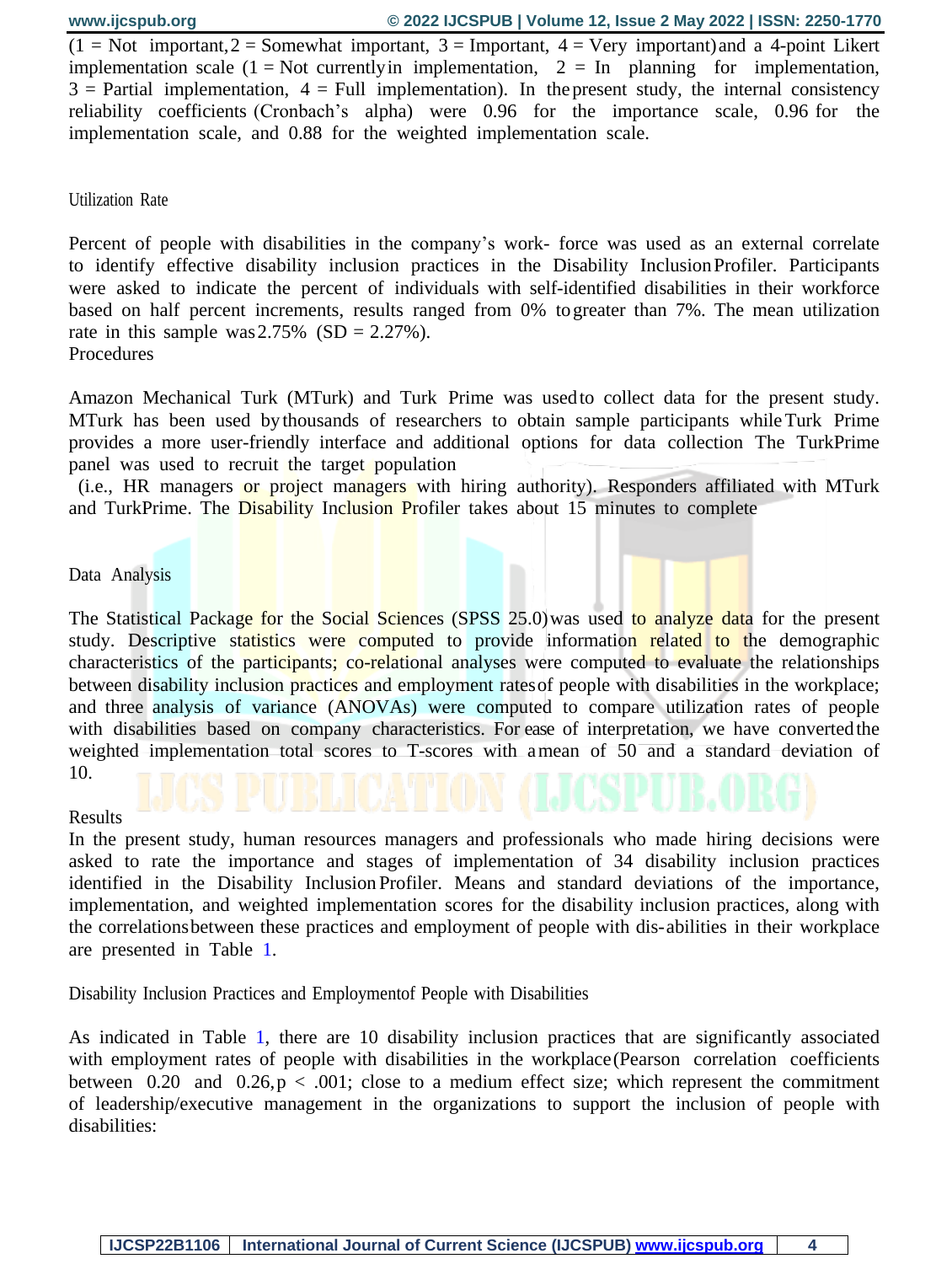(1 = Not important, 2 = Somewhat important, 3 = Important, 4 = Very important) and a 4-point Likert implementation scale (1 = Not currently in implementation, 2 = In planning for implementation, 3 = Partial implementation, 4 = Full implementation). In the present study, the internal consistency reliability coefficients (Cronbach's alpha) were 0.96 for the importance scale, 0.96 for the implementation scale, and 0.88 for the weighted implementation scale.

### Utilization Rate

Percent of people with disabilities in the company's work- force was used as an external correlate to identify effective disability inclusion practices in the Disability Inclusion Profiler. Participants were asked to indicate the percent of individuals with self-identified disabilities in their workforce based on half percent increments, results ranged from 0% to greater than 7%. The mean utilization rate in this sample was 2.75% (SD = 2.27%).

### Procedures

Amazon Mechanical Turk (MTurk) and Turk Prime was used to collect data for the present study. MTurk has been used by thousands of researchers to obtain sample participants while Turk Prime provides a more user-friendly interface and additional options for data collection The TurkPrime panel was used to recruit the target population

(i.e., HR managers or project managers with hiring authority). Responders affiliated with MTurk and TurkPrime. The Disability Inclusion Profiler takes about 15 minutes to complete

### Data Analysis

The Statistical Package for the Social Sciences (SPSS 25.0) was used to analyze data for the present study. Descriptive statistics were computed to provide information related to the demographic characteristics of the participants; co-relational analyses were computed to evaluate the relationships between disability inclusion practices and employment rates of people with disabilities in the workplace; and three analysis of variance (ANOVAs) were computed to compare utilization rates of people with disabilities based on company characteristics. For ease of interpretation, we have converted the weighted implementation total scores to T-scores with a mean of 50 and a standard deviation of 10.

## Results

In the present study, human resources managers and professionals who made hiring decisions were asked to rate the importance and stages of implementation of 34 disability inclusion practices identified in the Disability Inclusion Profiler. Means and standard deviations of the importance, implementation, and weighted implementation scores for the disability inclusion practices, along with the correlations between these practices and employment of people with dis-abilities in their workplace are presented in Table 1.

### Disability Inclusion Practices and Employment of People with Disabilities

As indicated in Table 1, there are 10 disability inclusion practices that are significantly associated with employment rates of people with disabilities in the workplace (Pearson correlation coefficients between 0.20 and 0.26, $p < .001$; close to a medium effect size; which represent the commitment of leadership/executive management in the organizations to support the inclusion of people with disabilities: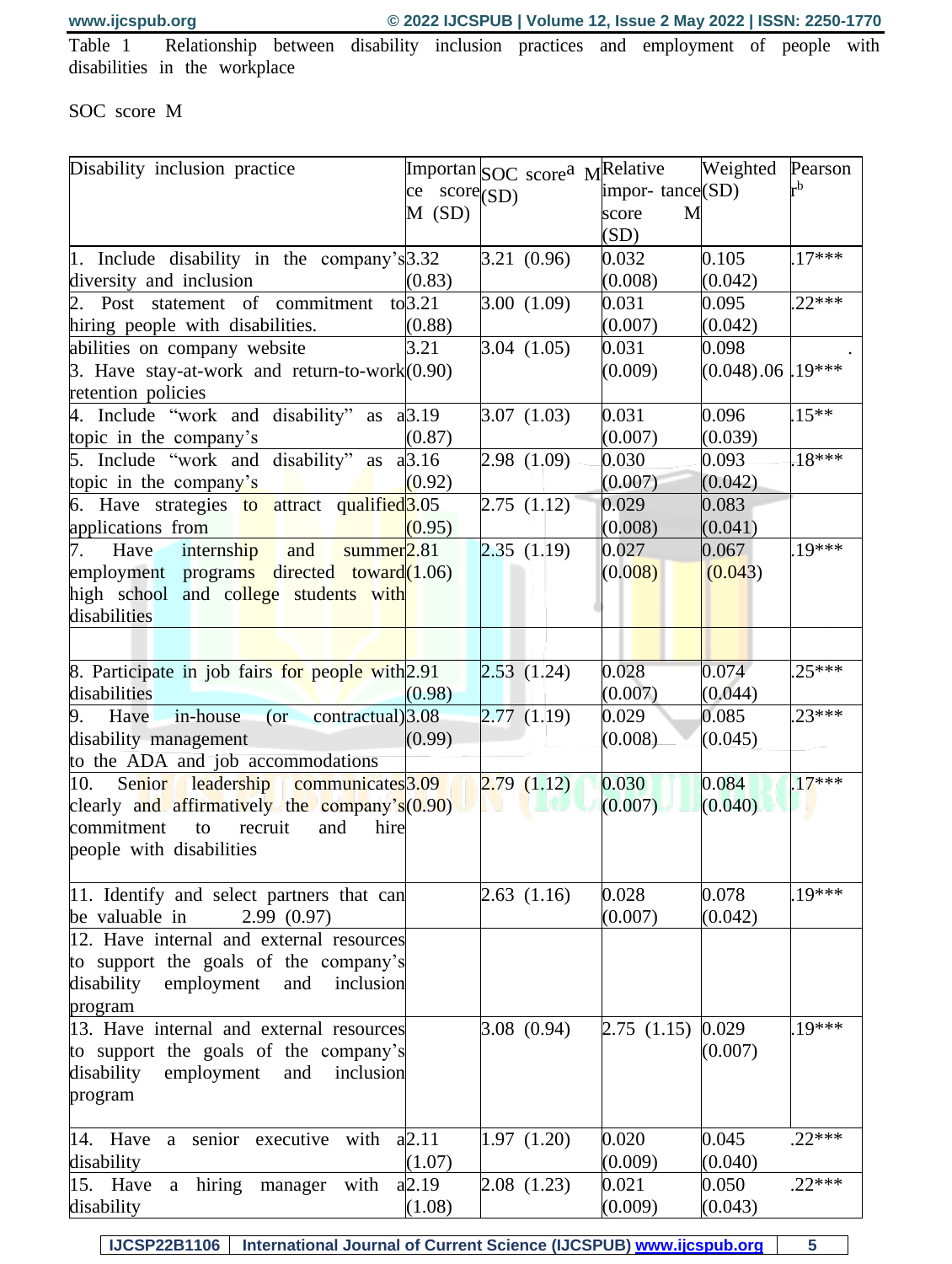Table 1 Relationship between disability inclusion practices and employment of people with disabilities in the workplace

SOC score M

| Disability inclusion practice | Importance score M (SD) | SOC score[a] M (SD) | Relative impor- tance score M (SD) | Weighted (SD) | Pearson r[b] |
|---|---|---|---|---|---|
| 1. Include disability in the company's diversity and inclusion | 3.32 (0.83) | 3.21 (0.96) | 0.032 (0.008) | 0.105 (0.042) | .17*** |
| 2. Post statement of commitment to hiring people with disabilities. | 3.21 (0.88) | 3.00 (1.09) | 0.031 (0.007) | 0.095 (0.042) | .22*** |
| abilities on company website 3. Have stay-at-work and return-to-work retention policies | 3.21 (0.90) | 3.04 (1.05) | 0.031 (0.009) | 0.098 (0.048).06 | . .19*** |
| 4. Include "work and disability" as a topic in the company's | 3.19 (0.87) | 3.07 (1.03) | 0.031 (0.007) | 0.096 (0.039) | .15** |
| 5. Include "work and disability" as a topic in the company's | 3.16 (0.92) | 2.98 (1.09) | 0.030 (0.007) | 0.093 (0.042) | .18*** |
| 6. Have strategies to attract qualified applications from | 3.05 (0.95) | 2.75 (1.12) | 0.029 (0.008) | 0.083 (0.041) | |
| 7. Have internship and summer employment programs directed toward high school and college students with disabilities | 2.81 (1.06) | 2.35 (1.19) | 0.027 (0.008) | 0.067 (0.043) | .19*** |
| | | | | | |
| 8. Participate in job fairs for people with disabilities | 2.91 (0.98) | 2.53 (1.24) | 0.028 (0.007) | 0.074 (0.044) | .25*** |
| 9. Have in-house (or contractual) disability management to the ADA and job accommodations | 3.08 (0.99) | 2.77 (1.19) | 0.029 (0.008) | 0.085 (0.045) | .23*** |
| 10. Senior leadership communicates clearly and affirmatively the company's commitment to recruit and hire people with disabilities | 3.09 (0.90) | 2.79 (1.12) | 0.030 (0.007) | 0.084 (0.040) | .17*** |
| 11. Identify and select partners that can be valuable in 2.99 (0.97) | | 2.63 (1.16) | 0.028 (0.007) | 0.078 (0.042) | .19*** |
| 12. Have internal and external resources to support the goals of the company's disability employment and inclusion program | | | | | |
| 13. Have internal and external resources to support the goals of the company's disability employment and inclusion program | | 3.08 (0.94) | 2.75 (1.15) | 0.029 (0.007) | .19*** |
| 14. Have a senior executive with a disability | 2.11 (1.07) | 1.97 (1.20) | 0.020 (0.009) | 0.045 (0.040) | .22*** |
| 15. Have a hiring manager with a disability | 2.19 (1.08) | 2.08 (1.23) | 0.021 (0.009) | 0.050 (0.043) | .22*** |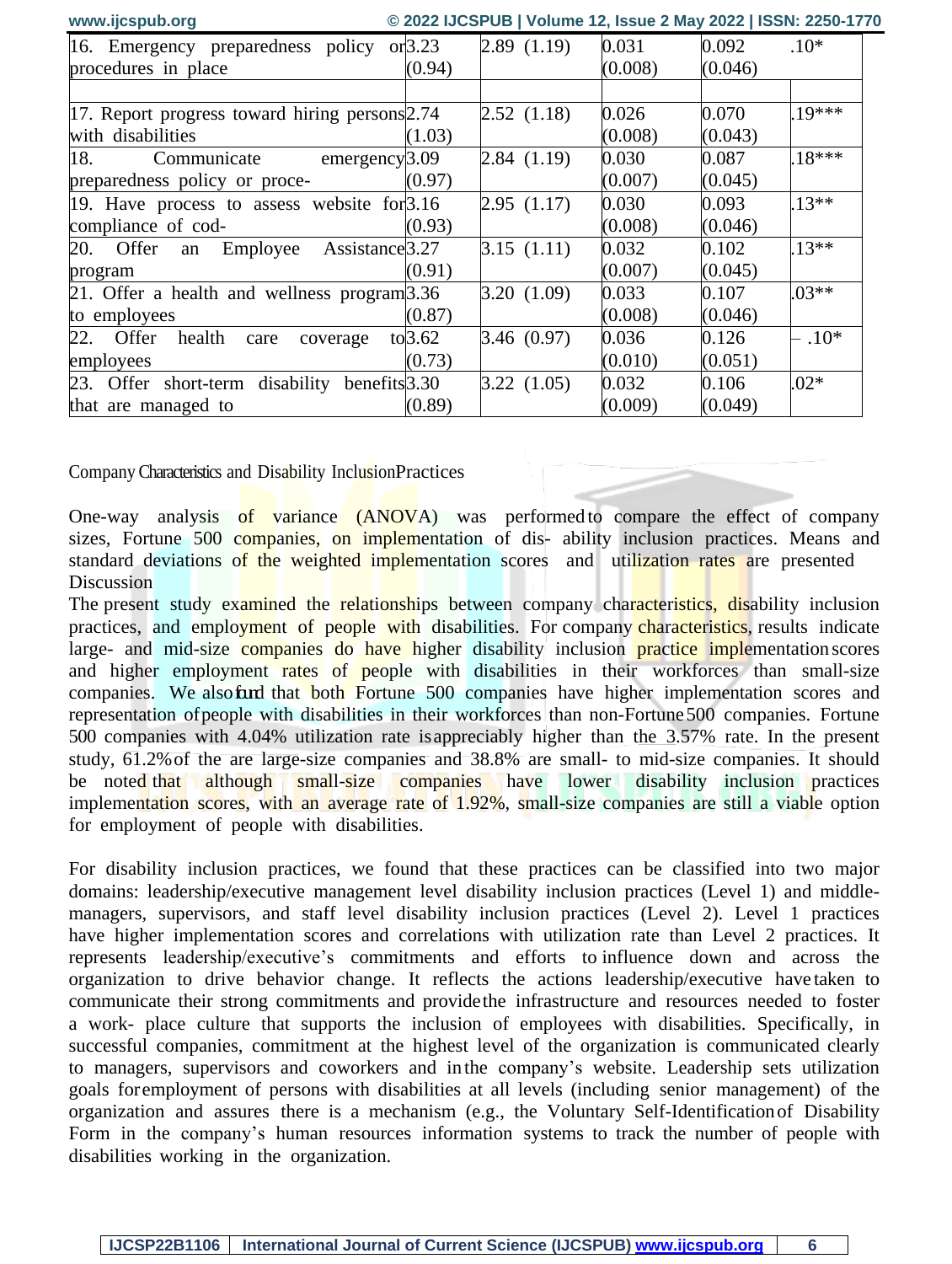| | | | | | |
|---|---|---|---|---|---|
| 16. Emergency preparedness policy or procedures in place | 3.23 (0.94) | 2.89 (1.19) | 0.031 (0.008) | 0.092 (0.046) | .10* |
| | | | | | |
| 17. Report progress toward hiring persons with disabilities | 2.74 (1.03) | 2.52 (1.18) | 0.026 (0.008) | 0.070 (0.043) | .19*** |
| 18. Communicate emergency preparedness policy or proce- | 3.09 (0.97) | 2.84 (1.19) | 0.030 (0.007) | 0.087 (0.045) | .18*** |
| 19. Have process to assess website for compliance of cod- | 3.16 (0.93) | 2.95 (1.17) | 0.030 (0.008) | 0.093 (0.046) | .13** |
| 20. Offer an Employee Assistance program | 3.27 (0.91) | 3.15 (1.11) | 0.032 (0.007) | 0.102 (0.045) | .13** |
| 21. Offer a health and wellness program to employees | 3.36 (0.87) | 3.20 (1.09) | 0.033 (0.008) | 0.107 (0.046) | .03** |
| 22. Offer health care coverage to employees | 3.62 (0.73) | 3.46 (0.97) | 0.036 (0.010) | 0.126 (0.051) | – .10* |
| 23. Offer short-term disability benefits that are managed to | 3.30 (0.89) | 3.22 (1.05) | 0.032 (0.009) | 0.106 (0.049) | .02* |

Company Characteristics and Disability InclusionPractices

One-way analysis of variance (ANOVA) was performed to compare the effect of company sizes, Fortune 500 companies, on implementation of dis- ability inclusion practices. Means and standard deviations of the weighted implementation scores and utilization rates are presented

Discussion

The present study examined the relationships between company characteristics, disability inclusion practices, and employment of people with disabilities. For company characteristics, results indicate large- and mid-size companies do have higher disability inclusion practice implementation scores and higher employment rates of people with disabilities in their workforces than small-size companies. We also fund that both Fortune 500 companies have higher implementation scores and representation of people with disabilities in their workforces than non-Fortune 500 companies. Fortune 500 companies with 4.04% utilization rate is appreciably higher than the 3.57% rate. In the present study, 61.2% of the are large-size companies and 38.8% are small- to mid-size companies. It should be noted that although small-size companies have lower disability inclusion practices implementation scores, with an average rate of 1.92%, small-size companies are still a viable option for employment of people with disabilities.

For disability inclusion practices, we found that these practices can be classified into two major domains: leadership/executive management level disability inclusion practices (Level 1) and middle-managers, supervisors, and staff level disability inclusion practices (Level 2). Level 1 practices have higher implementation scores and correlations with utilization rate than Level 2 practices. It represents leadership/executive's commitments and efforts to influence down and across the organization to drive behavior change. It reflects the actions leadership/executive have taken to communicate their strong commitments and provide the infrastructure and resources needed to foster a work- place culture that supports the inclusion of employees with disabilities. Specifically, in successful companies, commitment at the highest level of the organization is communicated clearly to managers, supervisors and coworkers and in the company's website. Leadership sets utilization goals for employment of persons with disabilities at all levels (including senior management) of the organization and assures there is a mechanism (e.g., the Voluntary Self-Identification of Disability Form in the company's human resources information systems to track the number of people with disabilities working in the organization.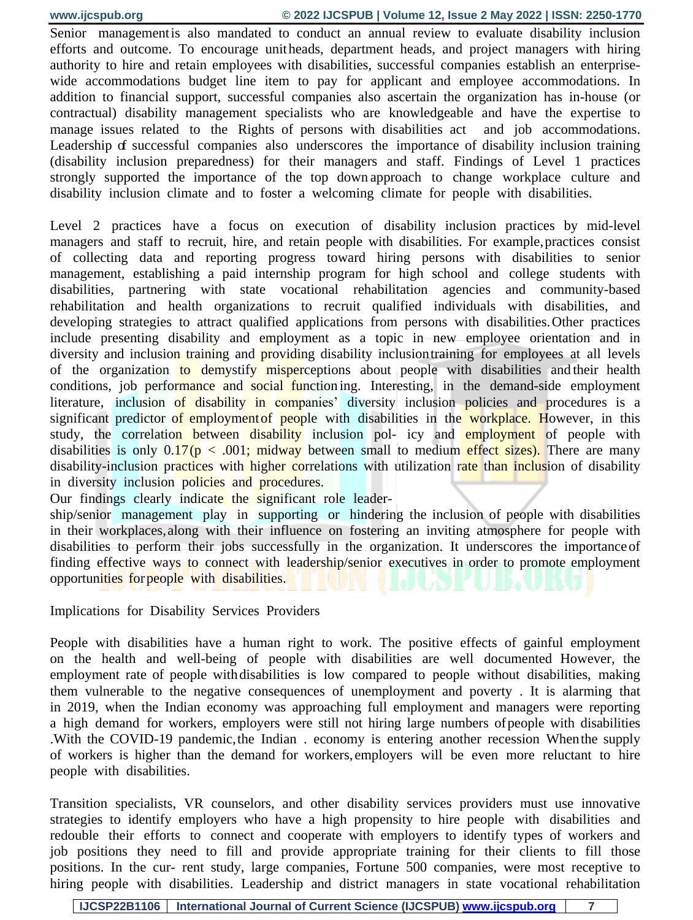Senior management is also mandated to conduct an annual review to evaluate disability inclusion efforts and outcome. To encourage unit heads, department heads, and project managers with hiring authority to hire and retain employees with disabilities, successful companies establish an enterprise-wide accommodations budget line item to pay for applicant and employee accommodations. In addition to financial support, successful companies also ascertain the organization has in-house (or contractual) disability management specialists who are knowledgeable and have the expertise to manage issues related to the Rights of persons with disabilities act and job accommodations. Leadership of successful companies also underscores the importance of disability inclusion training (disability inclusion preparedness) for their managers and staff. Findings of Level 1 practices strongly supported the importance of the top down approach to change workplace culture and disability inclusion climate and to foster a welcoming climate for people with disabilities.

Level 2 practices have a focus on execution of disability inclusion practices by mid-level managers and staff to recruit, hire, and retain people with disabilities. For example, practices consist of collecting data and reporting progress toward hiring persons with disabilities to senior management, establishing a paid internship program for high school and college students with disabilities, partnering with state vocational rehabilitation agencies and community-based rehabilitation and health organizations to recruit qualified individuals with disabilities, and developing strategies to attract qualified applications from persons with disabilities. Other practices include presenting disability and employment as a topic in new employee orientation and in diversity and inclusion training and providing disability inclusion training for employees at all levels of the organization to demystify misperceptions about people with disabilities and their health conditions, job performance and social functioning. Interesting, in the demand-side employment literature, inclusion of disability in companies' diversity inclusion policies and procedures is a significant predictor of employment of people with disabilities in the workplace. However, in this study, the correlation between disability inclusion pol- icy and employment of people with disabilities is only 0.17 ($p < .001$; midway between small to medium effect sizes). There are many disability-inclusion practices with higher correlations with utilization rate than inclusion of disability in diversity inclusion policies and procedures.

Our findings clearly indicate the significant role leader-ship/senior management play in supporting or hindering the inclusion of people with disabilities in their workplaces, along with their influence on fostering an inviting atmosphere for people with disabilities to perform their jobs successfully in the organization. It underscores the importance of finding effective ways to connect with leadership/senior executives in order to promote employment opportunities for people with disabilities.

Implications for Disability Services Providers

People with disabilities have a human right to work. The positive effects of gainful employment on the health and well-being of people with disabilities are well documented However, the employment rate of people with disabilities is low compared to people without disabilities, making them vulnerable to the negative consequences of unemployment and poverty . It is alarming that in 2019, when the Indian economy was approaching full employment and managers were reporting a high demand for workers, employers were still not hiring large numbers of people with disabilities .With the COVID-19 pandemic, the Indian . economy is entering another recession When the supply of workers is higher than the demand for workers, employers will be even more reluctant to hire people with disabilities.

Transition specialists, VR counselors, and other disability services providers must use innovative strategies to identify employers who have a high propensity to hire people with disabilities and redouble their efforts to connect and cooperate with employers to identify types of workers and job positions they need to fill and provide appropriate training for their clients to fill those positions. In the cur- rent study, large companies, Fortune 500 companies, were most receptive to hiring people with disabilities. Leadership and district managers in state vocational rehabilitation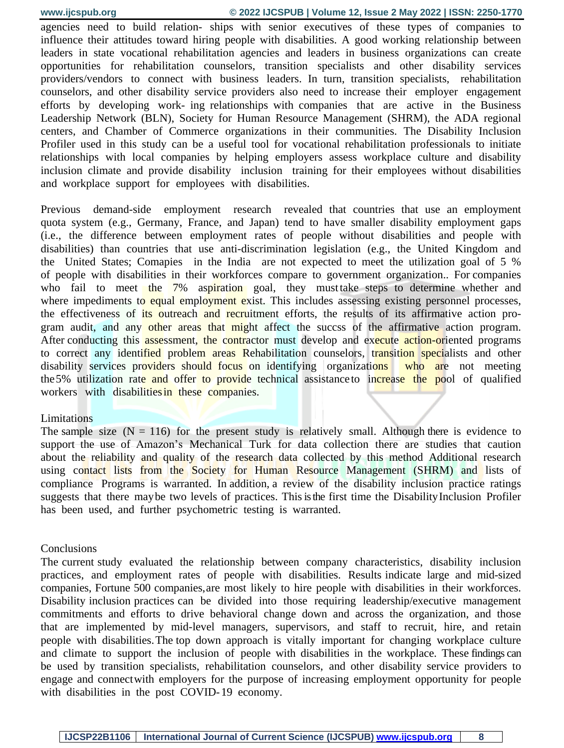agencies need to build relation- ships with senior executives of these types of companies to influence their attitudes toward hiring people with disabilities. A good working relationship between leaders in state vocational rehabilitation agencies and leaders in business organizations can create opportunities for rehabilitation counselors, transition specialists and other disability services providers/vendors to connect with business leaders. In turn, transition specialists, rehabilitation counselors, and other disability service providers also need to increase their employer engagement efforts by developing work- ing relationships with companies that are active in the Business Leadership Network (BLN), Society for Human Resource Management (SHRM), the ADA regional centers, and Chamber of Commerce organizations in their communities. The Disability Inclusion Profiler used in this study can be a useful tool for vocational rehabilitation professionals to initiate relationships with local companies by helping employers assess workplace culture and disability inclusion climate and provide disability inclusion training for their employees without disabilities and workplace support for employees with disabilities.

Previous demand-side employment research revealed that countries that use an employment quota system (e.g., Germany, France, and Japan) tend to have smaller disability employment gaps (i.e., the difference between employment rates of people without disabilities and people with disabilities) than countries that use anti-discrimination legislation (e.g., the United Kingdom and the United States; Comapies in the India are not expected to meet the utilization goal of 5 % of people with disabilities in their workforces compare to government organization.. For companies who fail to meet the 7% aspiration goal, they must take steps to determine whether and where impediments to equal employment exist. This includes assessing existing personnel processes, the effectiveness of its outreach and recruitment efforts, the results of its affirmative action program audit, and any other areas that might affect the succss of the affirmative action program. After conducting this assessment, the contractor must develop and execute action-oriented programs to correct any identified problem areas Rehabilitation counselors, transition specialists and other disability services providers should focus on identifying organizations who are not meeting the 5% utilization rate and offer to provide technical assistance to increase the pool of qualified workers with disabilities in these companies.

## Limitations

The sample size (N = 116) for the present study is relatively small. Although there is evidence to support the use of Amazon's Mechanical Turk for data collection there are studies that caution about the reliability and quality of the research data collected by this method Additional research using contact lists from the Society for Human Resource Management (SHRM) and lists of compliance Programs is warranted. In addition, a review of the disability inclusion practice ratings suggests that there maybe two levels of practices. This is the first time the Disability Inclusion Profiler has been used, and further psychometric testing is warranted.

## Conclusions

The current study evaluated the relationship between company characteristics, disability inclusion practices, and employment rates of people with disabilities. Results indicate large and mid-sized companies, Fortune 500 companies, are most likely to hire people with disabilities in their workforces. Disability inclusion practices can be divided into those requiring leadership/executive management commitments and efforts to drive behavioral change down and across the organization, and those that are implemented by mid-level managers, supervisors, and staff to recruit, hire, and retain people with disabilities. The top down approach is vitally important for changing workplace culture and climate to support the inclusion of people with disabilities in the workplace. These findings can be used by transition specialists, rehabilitation counselors, and other disability service providers to engage and connect with employers for the purpose of increasing employment opportunity for people with disabilities in the post COVID-19 economy.